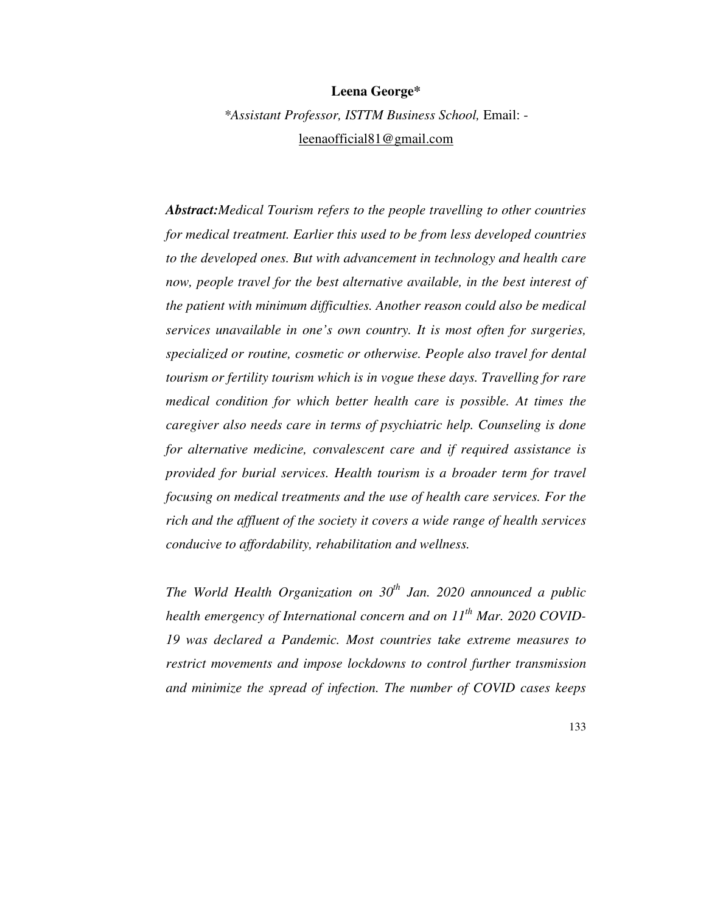**Leena George***

**Assistant Professor, ISTTM Business School,* Email: - leenaofficial81@gmail.com

***Abstract:****Medical Tourism refers to the people travelling to other countries for medical treatment. Earlier this used to be from less developed countries to the developed ones. But with advancement in technology and health care now, people travel for the best alternative available, in the best interest of the patient with minimum difficulties. Another reason could also be medical services unavailable in one's own country. It is most often for surgeries, specialized or routine, cosmetic or otherwise. People also travel for dental tourism or fertility tourism which is in vogue these days. Travelling for rare medical condition for which better health care is possible. At times the caregiver also needs care in terms of psychiatric help. Counseling is done for alternative medicine, convalescent care and if required assistance is provided for burial services. Health tourism is a broader term for travel focusing on medical treatments and the use of health care services. For the rich and the affluent of the society it covers a wide range of health services conducive to affordability, rehabilitation and wellness.*

*The World Health Organization on 30th Jan. 2020 announced a public health emergency of International concern and on 11th Mar. 2020 COVID-19 was declared a Pandemic. Most countries take extreme measures to restrict movements and impose lockdowns to control further transmission and minimize the spread of infection. The number of COVID cases keeps*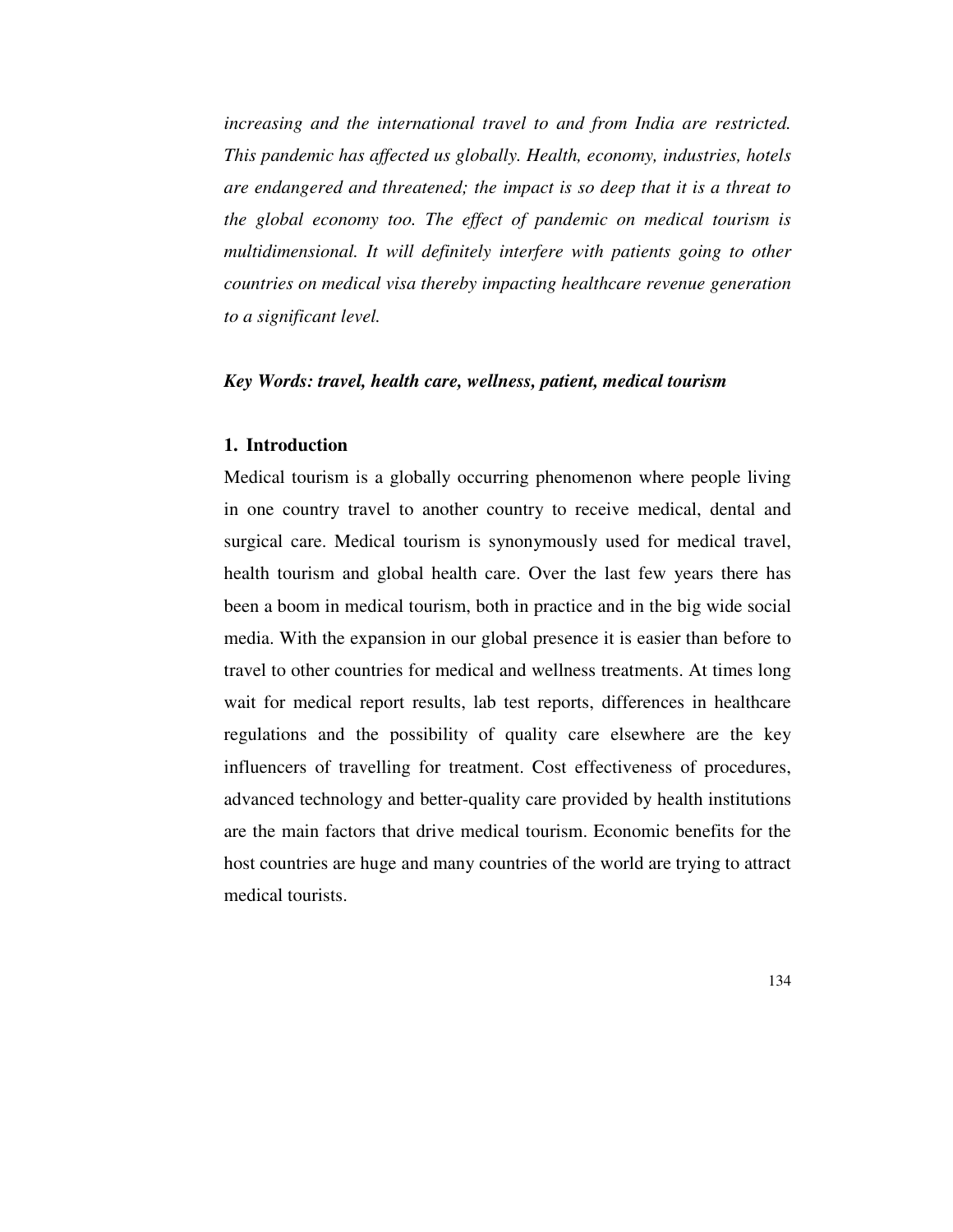*increasing and the international travel to and from India are restricted. This pandemic has affected us globally. Health, economy, industries, hotels are endangered and threatened; the impact is so deep that it is a threat to the global economy too. The effect of pandemic on medical tourism is multidimensional. It will definitely interfere with patients going to other countries on medical visa thereby impacting healthcare revenue generation to a significant level.*

***Key Words: travel, health care, wellness, patient, medical tourism***

## 1. Introduction

Medical tourism is a globally occurring phenomenon where people living in one country travel to another country to receive medical, dental and surgical care. Medical tourism is synonymously used for medical travel, health tourism and global health care. Over the last few years there has been a boom in medical tourism, both in practice and in the big wide social media. With the expansion in our global presence it is easier than before to travel to other countries for medical and wellness treatments. At times long wait for medical report results, lab test reports, differences in healthcare regulations and the possibility of quality care elsewhere are the key influencers of travelling for treatment. Cost effectiveness of procedures, advanced technology and better-quality care provided by health institutions are the main factors that drive medical tourism. Economic benefits for the host countries are huge and many countries of the world are trying to attract medical tourists.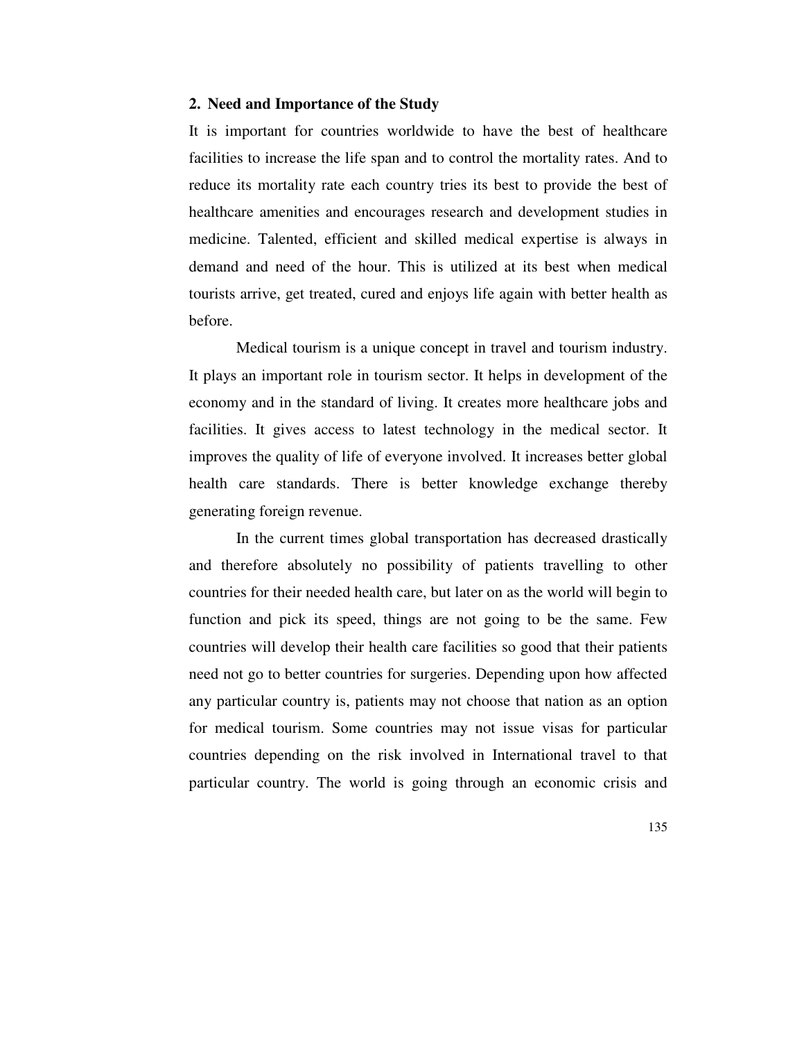## 2. Need and Importance of the Study

It is important for countries worldwide to have the best of healthcare facilities to increase the life span and to control the mortality rates. And to reduce its mortality rate each country tries its best to provide the best of healthcare amenities and encourages research and development studies in medicine. Talented, efficient and skilled medical expertise is always in demand and need of the hour. This is utilized at its best when medical tourists arrive, get treated, cured and enjoys life again with better health as before.

Medical tourism is a unique concept in travel and tourism industry. It plays an important role in tourism sector. It helps in development of the economy and in the standard of living. It creates more healthcare jobs and facilities. It gives access to latest technology in the medical sector. It improves the quality of life of everyone involved. It increases better global health care standards. There is better knowledge exchange thereby generating foreign revenue.

In the current times global transportation has decreased drastically and therefore absolutely no possibility of patients travelling to other countries for their needed health care, but later on as the world will begin to function and pick its speed, things are not going to be the same. Few countries will develop their health care facilities so good that their patients need not go to better countries for surgeries. Depending upon how affected any particular country is, patients may not choose that nation as an option for medical tourism. Some countries may not issue visas for particular countries depending on the risk involved in International travel to that particular country. The world is going through an economic crisis and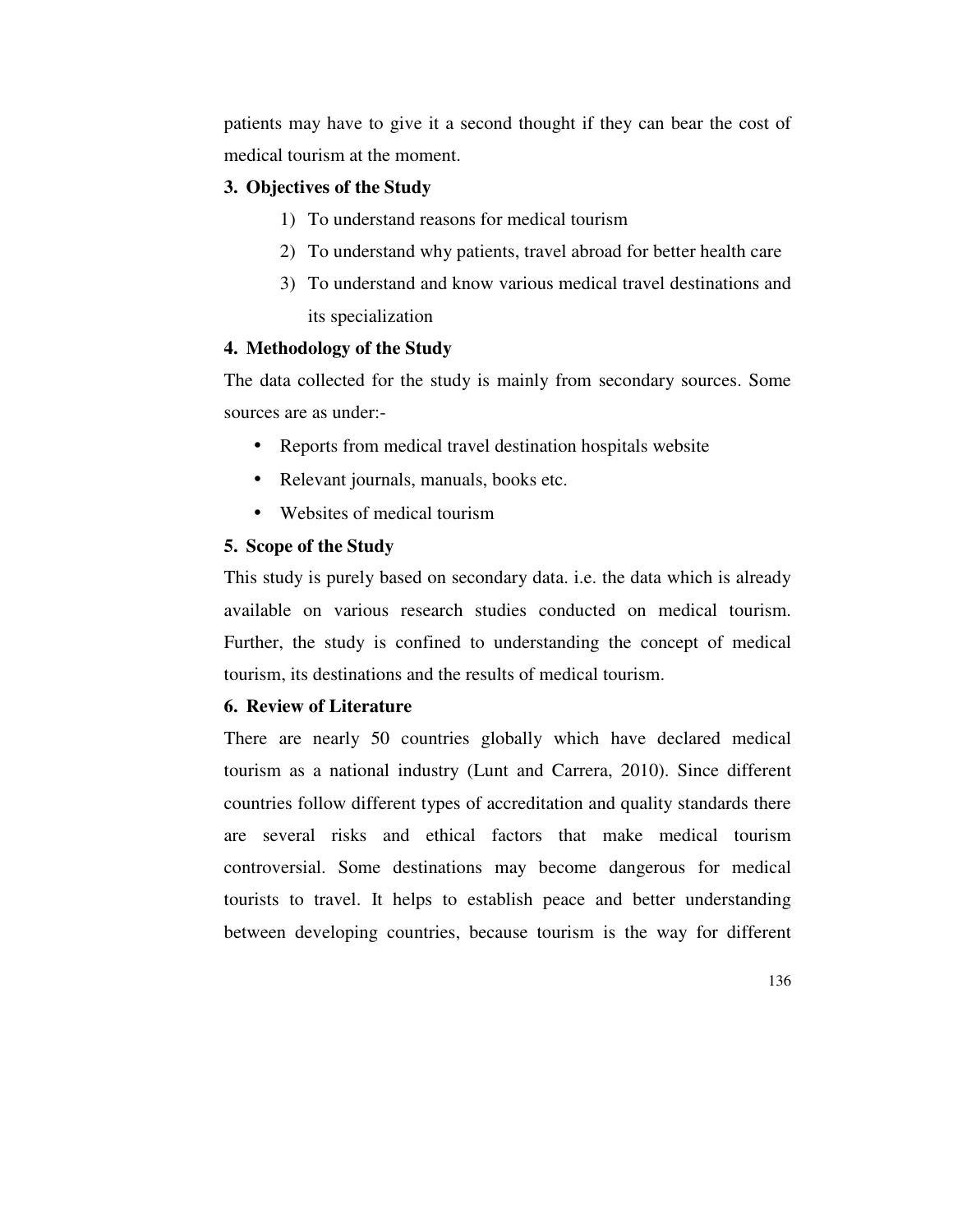patients may have to give it a second thought if they can bear the cost of medical tourism at the moment.

## 3. Objectives of the Study

1) To understand reasons for medical tourism
2) To understand why patients, travel abroad for better health care
3) To understand and know various medical travel destinations and its specialization

## 4. Methodology of the Study

The data collected for the study is mainly from secondary sources. Some sources are as under:-

- Reports from medical travel destination hospitals website
- Relevant journals, manuals, books etc.
- Websites of medical tourism

## 5. Scope of the Study

This study is purely based on secondary data. i.e. the data which is already available on various research studies conducted on medical tourism. Further, the study is confined to understanding the concept of medical tourism, its destinations and the results of medical tourism.

## 6. Review of Literature

There are nearly 50 countries globally which have declared medical tourism as a national industry (Lunt and Carrera, 2010). Since different countries follow different types of accreditation and quality standards there are several risks and ethical factors that make medical tourism controversial. Some destinations may become dangerous for medical tourists to travel. It helps to establish peace and better understanding between developing countries, because tourism is the way for different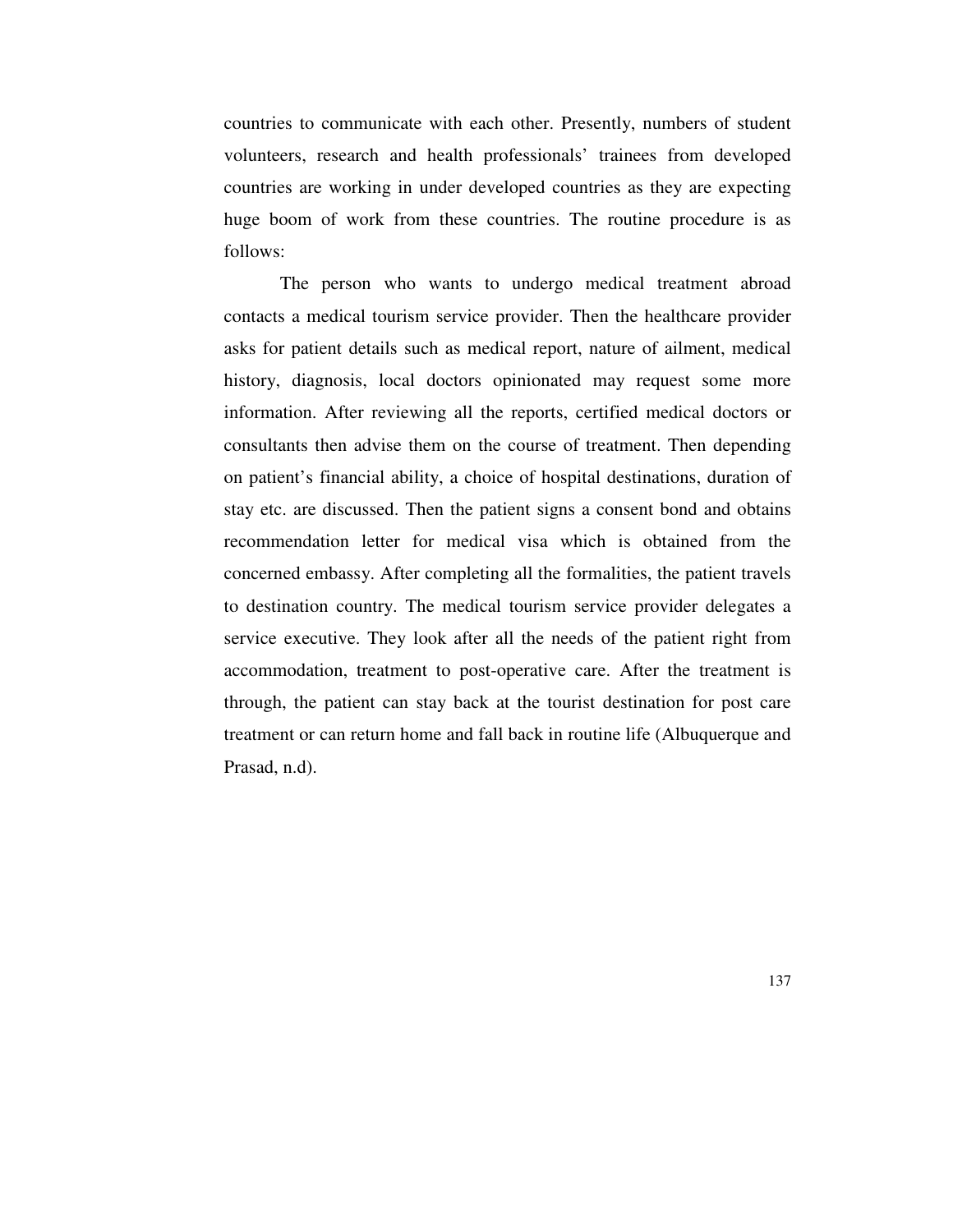countries to communicate with each other. Presently, numbers of student volunteers, research and health professionals' trainees from developed countries are working in under developed countries as they are expecting huge boom of work from these countries. The routine procedure is as follows:

The person who wants to undergo medical treatment abroad contacts a medical tourism service provider. Then the healthcare provider asks for patient details such as medical report, nature of ailment, medical history, diagnosis, local doctors opinionated may request some more information. After reviewing all the reports, certified medical doctors or consultants then advise them on the course of treatment. Then depending on patient's financial ability, a choice of hospital destinations, duration of stay etc. are discussed. Then the patient signs a consent bond and obtains recommendation letter for medical visa which is obtained from the concerned embassy. After completing all the formalities, the patient travels to destination country. The medical tourism service provider delegates a service executive. They look after all the needs of the patient right from accommodation, treatment to post-operative care. After the treatment is through, the patient can stay back at the tourist destination for post care treatment or can return home and fall back in routine life (Albuquerque and Prasad, n.d).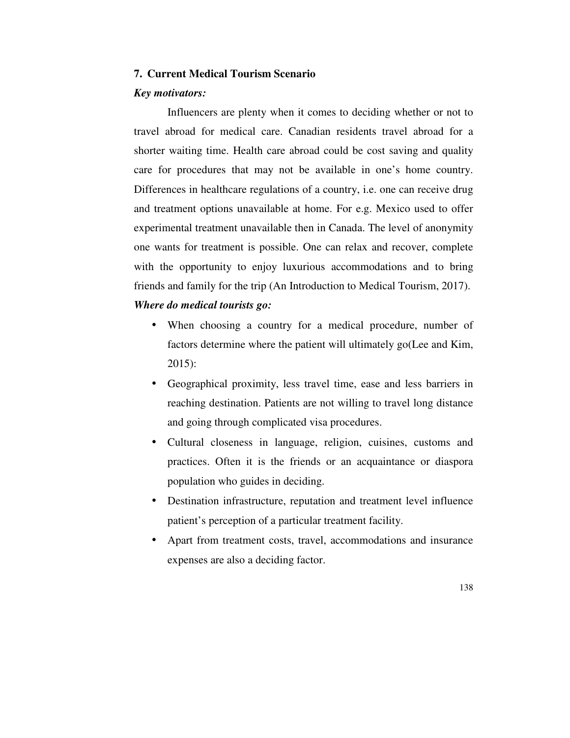## 7. Current Medical Tourism Scenario

***Key motivators:***

Influencers are plenty when it comes to deciding whether or not to travel abroad for medical care. Canadian residents travel abroad for a shorter waiting time. Health care abroad could be cost saving and quality care for procedures that may not be available in one's home country. Differences in healthcare regulations of a country, i.e. one can receive drug and treatment options unavailable at home. For e.g. Mexico used to offer experimental treatment unavailable then in Canada. The level of anonymity one wants for treatment is possible. One can relax and recover, complete with the opportunity to enjoy luxurious accommodations and to bring friends and family for the trip (An Introduction to Medical Tourism, 2017).

***Where do medical tourists go:***

- When choosing a country for a medical procedure, number of factors determine where the patient will ultimately go(Lee and Kim, 2015):
- Geographical proximity, less travel time, ease and less barriers in reaching destination. Patients are not willing to travel long distance and going through complicated visa procedures.
- Cultural closeness in language, religion, cuisines, customs and practices. Often it is the friends or an acquaintance or diaspora population who guides in deciding.
- Destination infrastructure, reputation and treatment level influence patient's perception of a particular treatment facility.
- Apart from treatment costs, travel, accommodations and insurance expenses are also a deciding factor.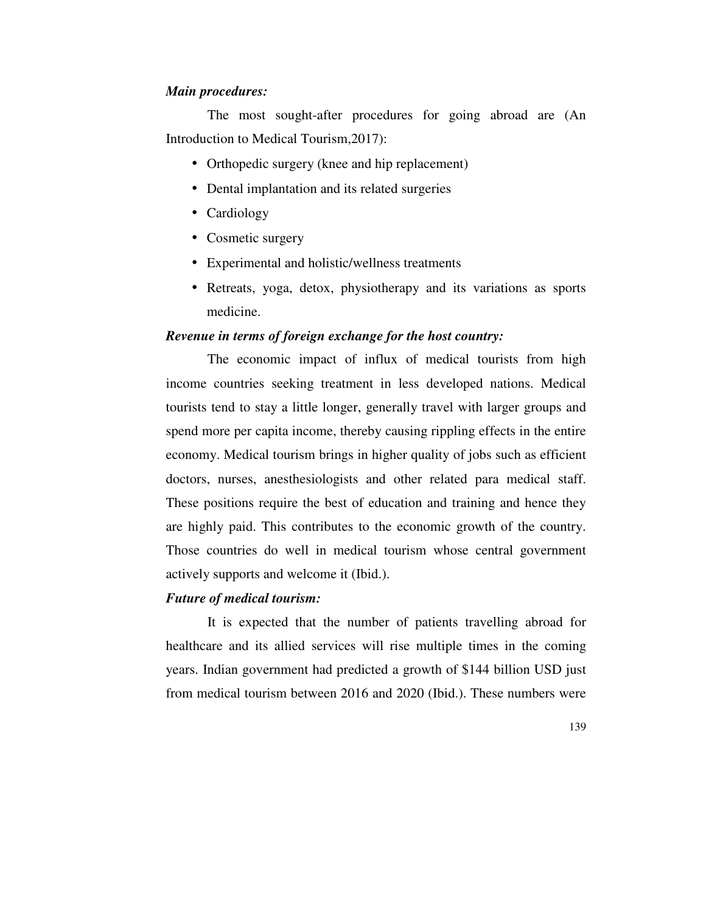***Main procedures:***

The most sought-after procedures for going abroad are (An Introduction to Medical Tourism,2017):

- Orthopedic surgery (knee and hip replacement)
- Dental implantation and its related surgeries
- Cardiology
- Cosmetic surgery
- Experimental and holistic/wellness treatments
- Retreats, yoga, detox, physiotherapy and its variations as sports medicine.

***Revenue in terms of foreign exchange for the host country:***

The economic impact of influx of medical tourists from high income countries seeking treatment in less developed nations. Medical tourists tend to stay a little longer, generally travel with larger groups and spend more per capita income, thereby causing rippling effects in the entire economy. Medical tourism brings in higher quality of jobs such as efficient doctors, nurses, anesthesiologists and other related para medical staff. These positions require the best of education and training and hence they are highly paid. This contributes to the economic growth of the country. Those countries do well in medical tourism whose central government actively supports and welcome it (Ibid.).

***Future of medical tourism:***

It is expected that the number of patients travelling abroad for healthcare and its allied services will rise multiple times in the coming years. Indian government had predicted a growth of $144 billion USD just from medical tourism between 2016 and 2020 (Ibid.). These numbers were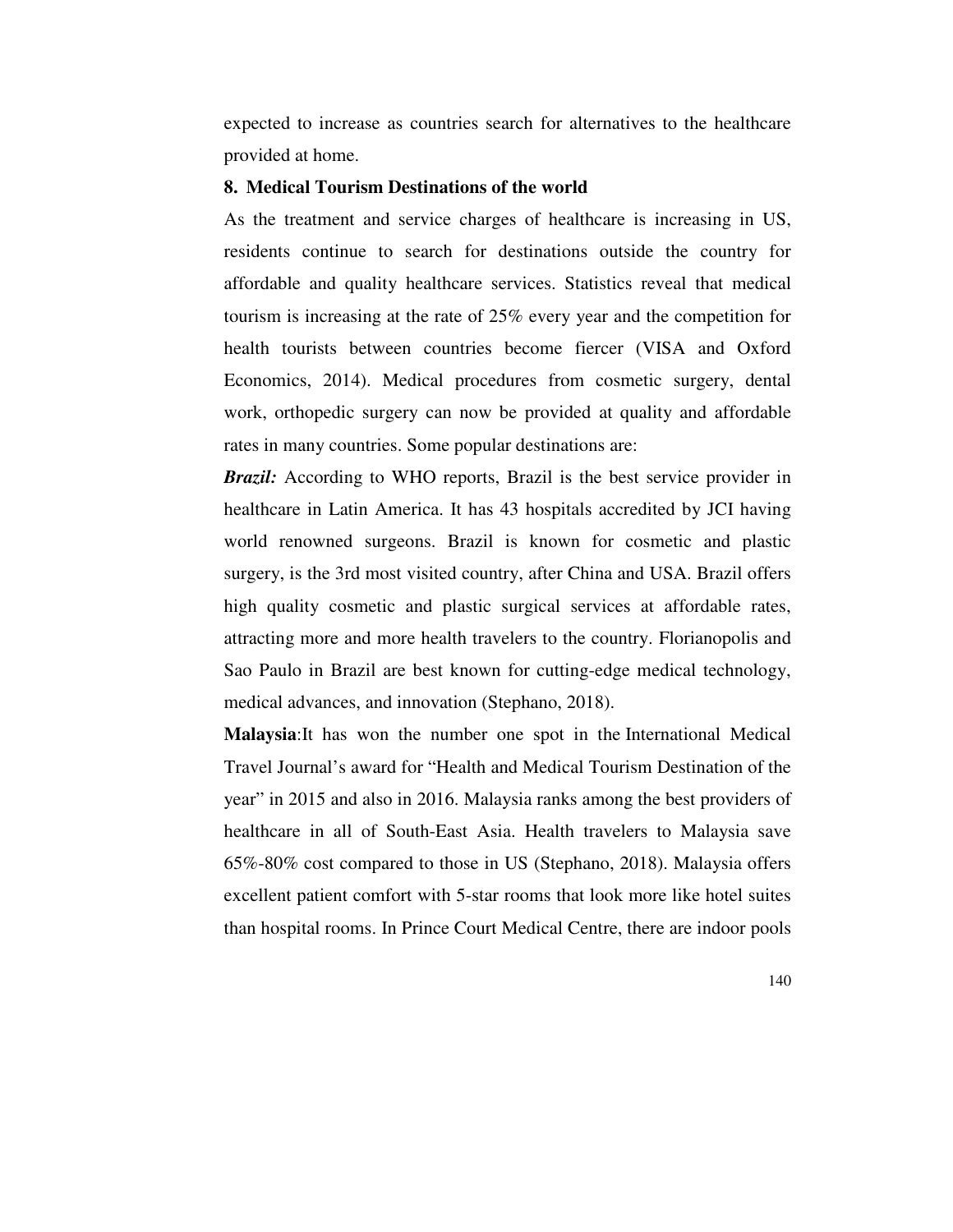expected to increase as countries search for alternatives to the healthcare provided at home.

## 8. Medical Tourism Destinations of the world

As the treatment and service charges of healthcare is increasing in US, residents continue to search for destinations outside the country for affordable and quality healthcare services. Statistics reveal that medical tourism is increasing at the rate of 25% every year and the competition for health tourists between countries become fiercer (VISA and Oxford Economics, 2014). Medical procedures from cosmetic surgery, dental work, orthopedic surgery can now be provided at quality and affordable rates in many countries. Some popular destinations are:

***Brazil:*** According to WHO reports, Brazil is the best service provider in healthcare in Latin America. It has 43 hospitals accredited by JCI having world renowned surgeons. Brazil is known for cosmetic and plastic surgery, is the 3rd most visited country, after China and USA. Brazil offers high quality cosmetic and plastic surgical services at affordable rates, attracting more and more health travelers to the country. Florianopolis and Sao Paulo in Brazil are best known for cutting-edge medical technology, medical advances, and innovation (Stephano, 2018).

**Malaysia**:It has won the number one spot in the International Medical Travel Journal's award for "Health and Medical Tourism Destination of the year" in 2015 and also in 2016. Malaysia ranks among the best providers of healthcare in all of South-East Asia. Health travelers to Malaysia save 65%-80% cost compared to those in US (Stephano, 2018). Malaysia offers excellent patient comfort with 5-star rooms that look more like hotel suites than hospital rooms. In Prince Court Medical Centre, there are indoor pools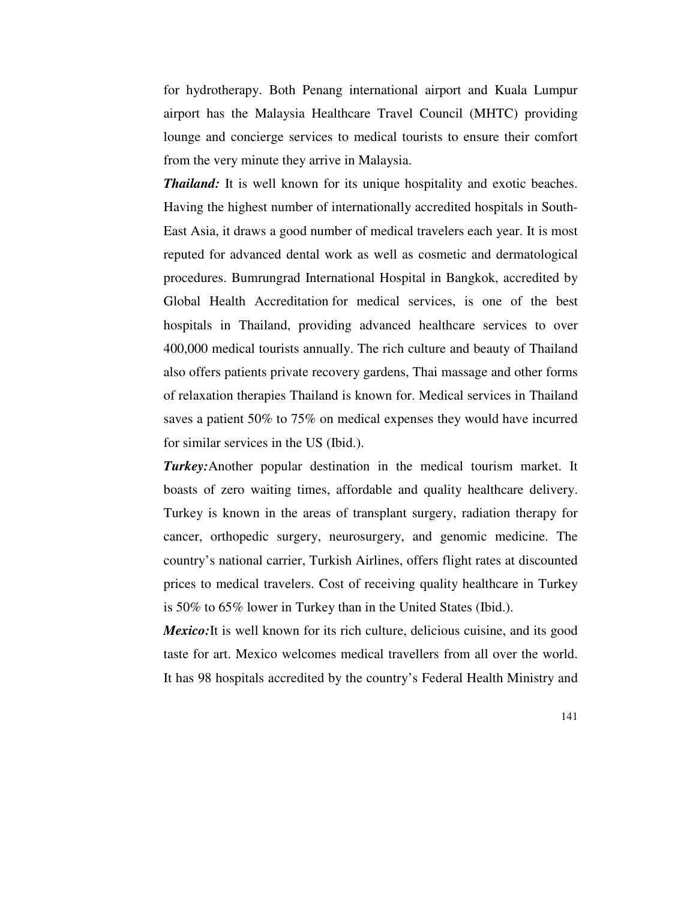for hydrotherapy. Both Penang international airport and Kuala Lumpur airport has the Malaysia Healthcare Travel Council (MHTC) providing lounge and concierge services to medical tourists to ensure their comfort from the very minute they arrive in Malaysia.

***Thailand:*** It is well known for its unique hospitality and exotic beaches. Having the highest number of internationally accredited hospitals in South-East Asia, it draws a good number of medical travelers each year. It is most reputed for advanced dental work as well as cosmetic and dermatological procedures. Bumrungrad International Hospital in Bangkok, accredited by Global Health Accreditation for medical services, is one of the best hospitals in Thailand, providing advanced healthcare services to over 400,000 medical tourists annually. The rich culture and beauty of Thailand also offers patients private recovery gardens, Thai massage and other forms of relaxation therapies Thailand is known for. Medical services in Thailand saves a patient 50% to 75% on medical expenses they would have incurred for similar services in the US (Ibid.).

***Turkey:***Another popular destination in the medical tourism market. It boasts of zero waiting times, affordable and quality healthcare delivery. Turkey is known in the areas of transplant surgery, radiation therapy for cancer, orthopedic surgery, neurosurgery, and genomic medicine. The country's national carrier, Turkish Airlines, offers flight rates at discounted prices to medical travelers. Cost of receiving quality healthcare in Turkey is 50% to 65% lower in Turkey than in the United States (Ibid.).

***Mexico:***It is well known for its rich culture, delicious cuisine, and its good taste for art. Mexico welcomes medical travellers from all over the world. It has 98 hospitals accredited by the country's Federal Health Ministry and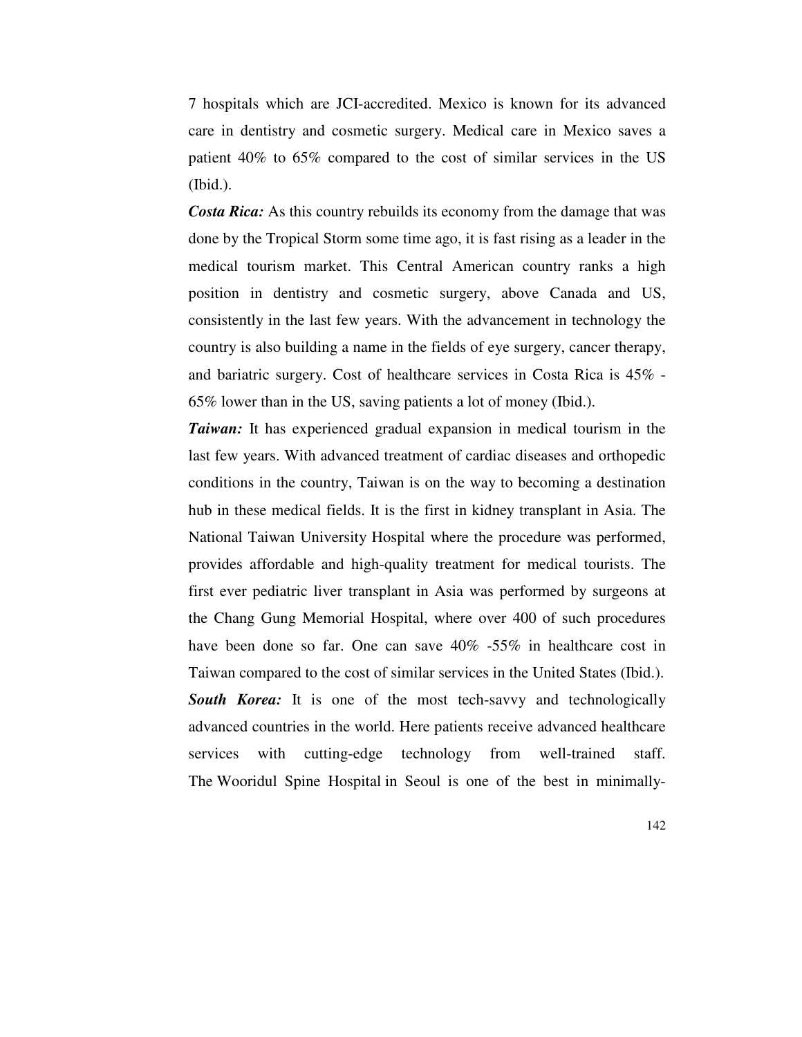7 hospitals which are JCI-accredited. Mexico is known for its advanced care in dentistry and cosmetic surgery. Medical care in Mexico saves a patient 40% to 65% compared to the cost of similar services in the US (Ibid.).

***Costa Rica:*** As this country rebuilds its economy from the damage that was done by the Tropical Storm some time ago, it is fast rising as a leader in the medical tourism market. This Central American country ranks a high position in dentistry and cosmetic surgery, above Canada and US, consistently in the last few years. With the advancement in technology the country is also building a name in the fields of eye surgery, cancer therapy, and bariatric surgery. Cost of healthcare services in Costa Rica is 45% - 65% lower than in the US, saving patients a lot of money (Ibid.).

***Taiwan:*** It has experienced gradual expansion in medical tourism in the last few years. With advanced treatment of cardiac diseases and orthopedic conditions in the country, Taiwan is on the way to becoming a destination hub in these medical fields. It is the first in kidney transplant in Asia. The National Taiwan University Hospital where the procedure was performed, provides affordable and high-quality treatment for medical tourists. The first ever pediatric liver transplant in Asia was performed by surgeons at the Chang Gung Memorial Hospital, where over 400 of such procedures have been done so far. One can save 40% -55% in healthcare cost in Taiwan compared to the cost of similar services in the United States (Ibid.).

***South Korea:*** It is one of the most tech-savvy and technologically advanced countries in the world. Here patients receive advanced healthcare services with cutting-edge technology from well-trained staff. The Wooridul Spine Hospital in Seoul is one of the best in minimally-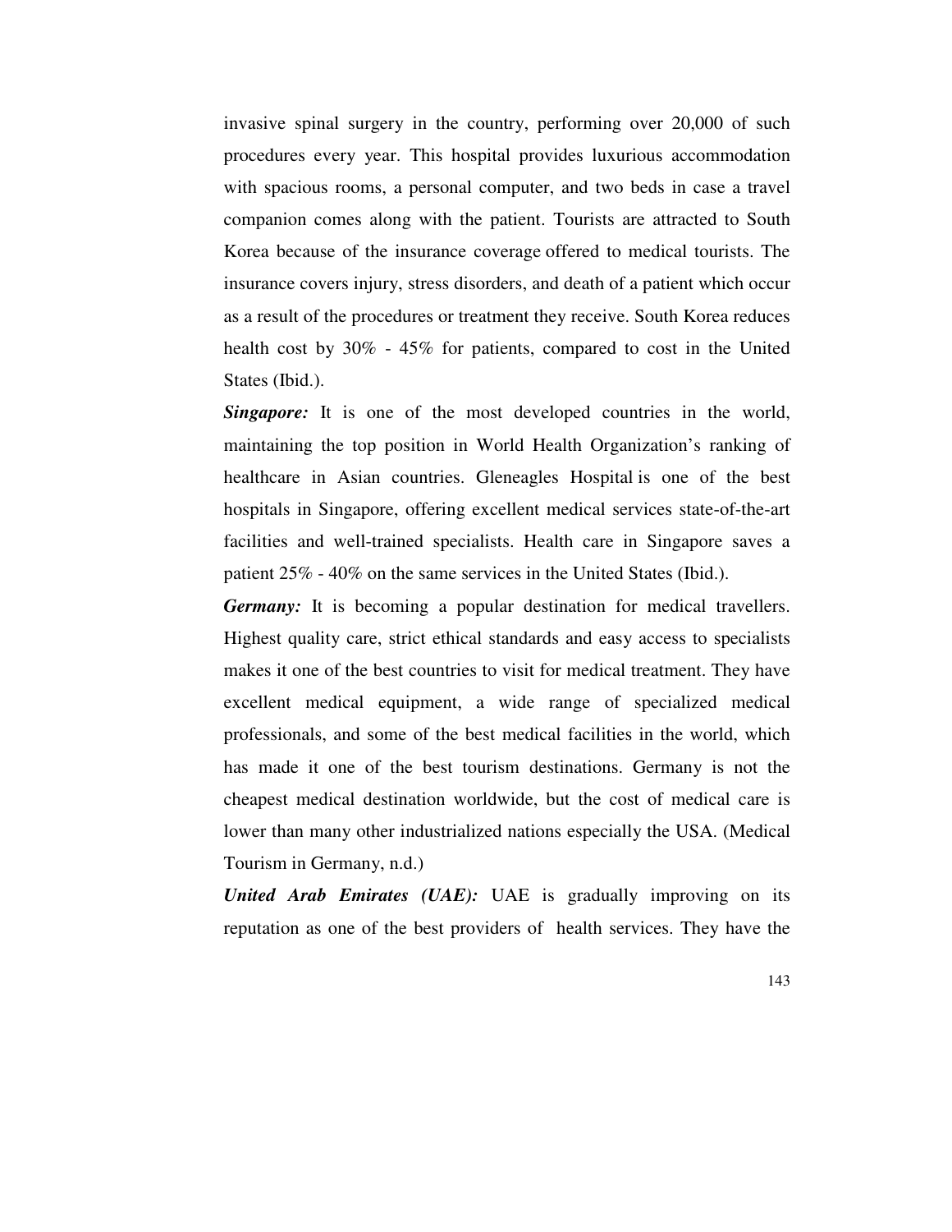invasive spinal surgery in the country, performing over 20,000 of such procedures every year. This hospital provides luxurious accommodation with spacious rooms, a personal computer, and two beds in case a travel companion comes along with the patient. Tourists are attracted to South Korea because of the insurance coverage offered to medical tourists. The insurance covers injury, stress disorders, and death of a patient which occur as a result of the procedures or treatment they receive. South Korea reduces health cost by 30% - 45% for patients, compared to cost in the United States (Ibid.).

***Singapore:*** It is one of the most developed countries in the world, maintaining the top position in World Health Organization's ranking of healthcare in Asian countries. Gleneagles Hospital is one of the best hospitals in Singapore, offering excellent medical services state-of-the-art facilities and well-trained specialists. Health care in Singapore saves a patient 25% - 40% on the same services in the United States (Ibid.).

***Germany:*** It is becoming a popular destination for medical travellers. Highest quality care, strict ethical standards and easy access to specialists makes it one of the best countries to visit for medical treatment. They have excellent medical equipment, a wide range of specialized medical professionals, and some of the best medical facilities in the world, which has made it one of the best tourism destinations. Germany is not the cheapest medical destination worldwide, but the cost of medical care is lower than many other industrialized nations especially the USA. (Medical Tourism in Germany, n.d.)

***United Arab Emirates (UAE):*** UAE is gradually improving on its reputation as one of the best providers of health services. They have the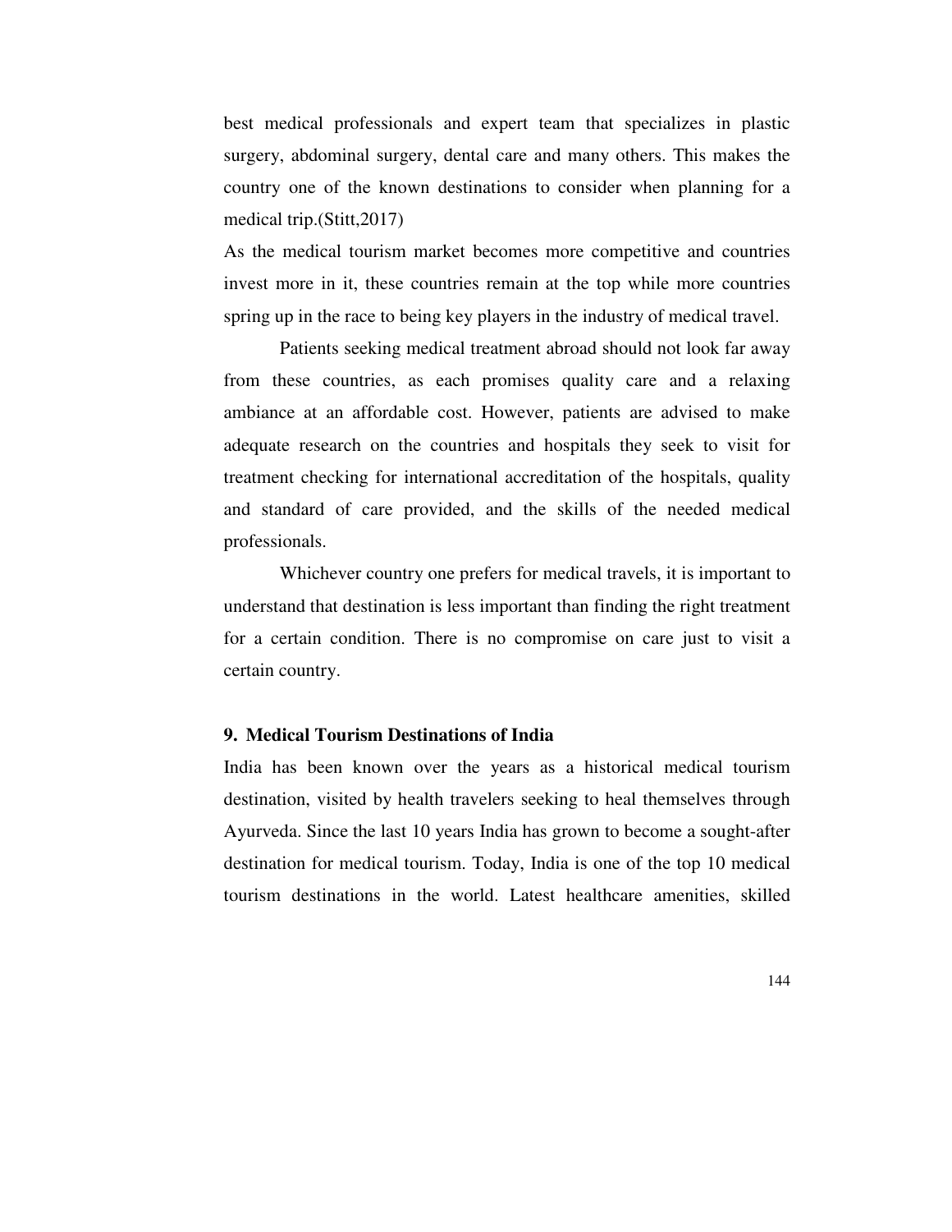best medical professionals and expert team that specializes in plastic surgery, abdominal surgery, dental care and many others. This makes the country one of the known destinations to consider when planning for a medical trip.(Stitt,2017)

As the medical tourism market becomes more competitive and countries invest more in it, these countries remain at the top while more countries spring up in the race to being key players in the industry of medical travel.

Patients seeking medical treatment abroad should not look far away from these countries, as each promises quality care and a relaxing ambiance at an affordable cost. However, patients are advised to make adequate research on the countries and hospitals they seek to visit for treatment checking for international accreditation of the hospitals, quality and standard of care provided, and the skills of the needed medical professionals.

Whichever country one prefers for medical travels, it is important to understand that destination is less important than finding the right treatment for a certain condition. There is no compromise on care just to visit a certain country.

### 9. Medical Tourism Destinations of India

India has been known over the years as a historical medical tourism destination, visited by health travelers seeking to heal themselves through Ayurveda. Since the last 10 years India has grown to become a sought-after destination for medical tourism. Today, India is one of the top 10 medical tourism destinations in the world. Latest healthcare amenities, skilled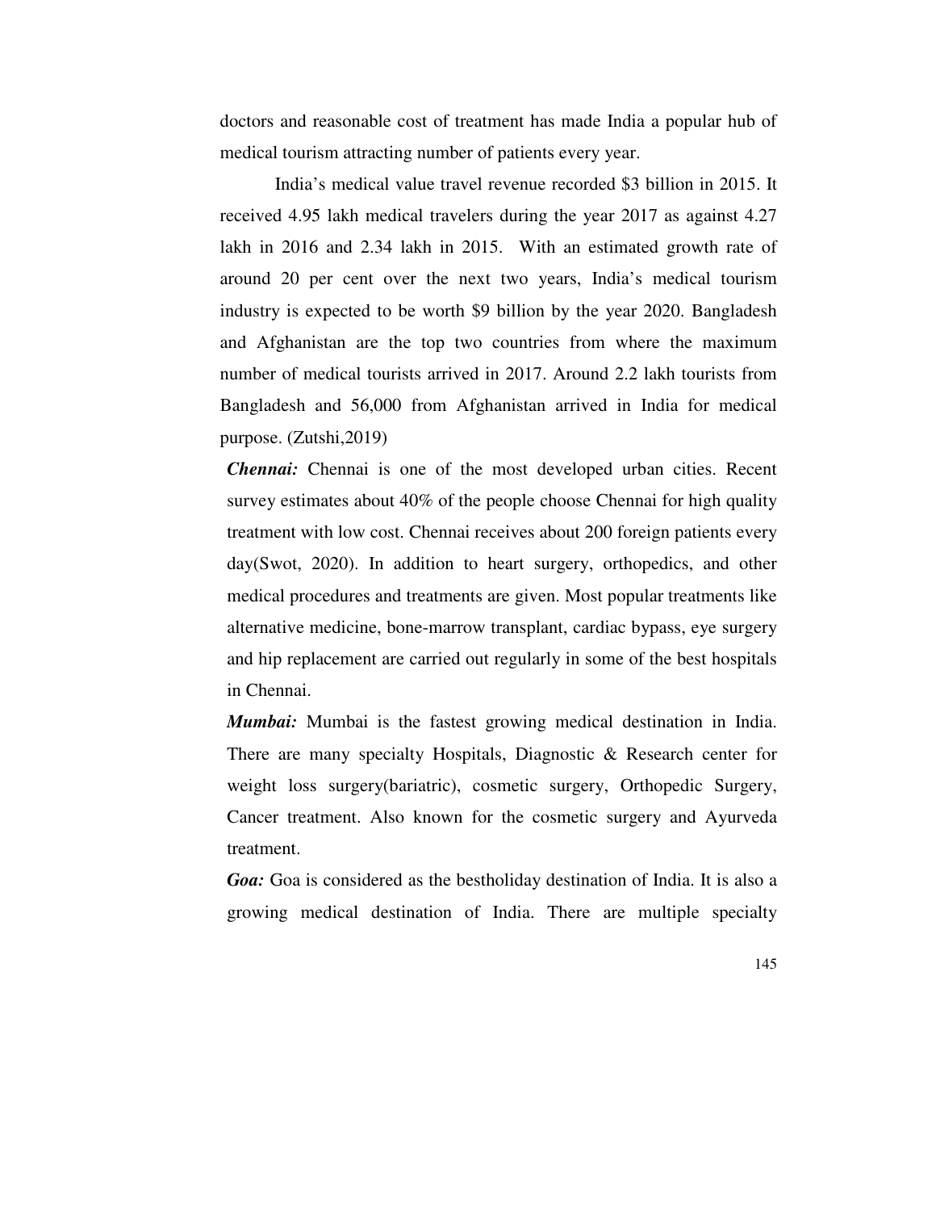doctors and reasonable cost of treatment has made India a popular hub of medical tourism attracting number of patients every year.

India's medical value travel revenue recorded $3 billion in 2015. It received 4.95 lakh medical travelers during the year 2017 as against 4.27 lakh in 2016 and 2.34 lakh in 2015. With an estimated growth rate of around 20 per cent over the next two years, India's medical tourism industry is expected to be worth $9 billion by the year 2020. Bangladesh and Afghanistan are the top two countries from where the maximum number of medical tourists arrived in 2017. Around 2.2 lakh tourists from Bangladesh and 56,000 from Afghanistan arrived in India for medical purpose. (Zutshi,2019)

***Chennai:*** Chennai is one of the most developed urban cities. Recent survey estimates about 40% of the people choose Chennai for high quality treatment with low cost. Chennai receives about 200 foreign patients every day(Swot, 2020). In addition to heart surgery, orthopedics, and other medical procedures and treatments are given. Most popular treatments like alternative medicine, bone-marrow transplant, cardiac bypass, eye surgery and hip replacement are carried out regularly in some of the best hospitals in Chennai.

***Mumbai:*** Mumbai is the fastest growing medical destination in India. There are many specialty Hospitals, Diagnostic & Research center for weight loss surgery(bariatric), cosmetic surgery, Orthopedic Surgery, Cancer treatment. Also known for the cosmetic surgery and Ayurveda treatment.

***Goa:*** Goa is considered as the bestholiday destination of India. It is also a growing medical destination of India. There are multiple specialty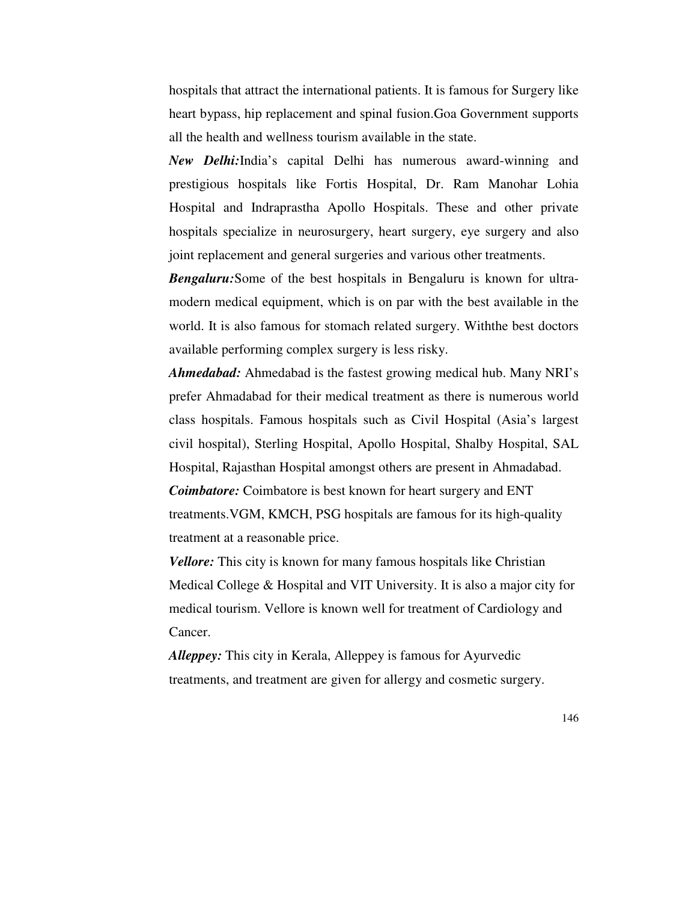hospitals that attract the international patients. It is famous for Surgery like heart bypass, hip replacement and spinal fusion.Goa Government supports all the health and wellness tourism available in the state.

***New Delhi:***India's capital Delhi has numerous award-winning and prestigious hospitals like Fortis Hospital, Dr. Ram Manohar Lohia Hospital and Indraprastha Apollo Hospitals. These and other private hospitals specialize in neurosurgery, heart surgery, eye surgery and also joint replacement and general surgeries and various other treatments.

***Bengaluru:***Some of the best hospitals in Bengaluru is known for ultra-modern medical equipment, which is on par with the best available in the world. It is also famous for stomach related surgery. Withthe best doctors available performing complex surgery is less risky.

***Ahmedabad:*** Ahmedabad is the fastest growing medical hub. Many NRI's prefer Ahmadabad for their medical treatment as there is numerous world class hospitals. Famous hospitals such as Civil Hospital (Asia's largest civil hospital), Sterling Hospital, Apollo Hospital, Shalby Hospital, SAL Hospital, Rajasthan Hospital amongst others are present in Ahmadabad.

***Coimbatore:*** Coimbatore is best known for heart surgery and ENT treatments.VGM, KMCH, PSG hospitals are famous for its high-quality treatment at a reasonable price.

***Vellore:*** This city is known for many famous hospitals like Christian Medical College & Hospital and VIT University. It is also a major city for medical tourism. Vellore is known well for treatment of Cardiology and Cancer.

***Alleppey:*** This city in Kerala, Alleppey is famous for Ayurvedic treatments, and treatment are given for allergy and cosmetic surgery.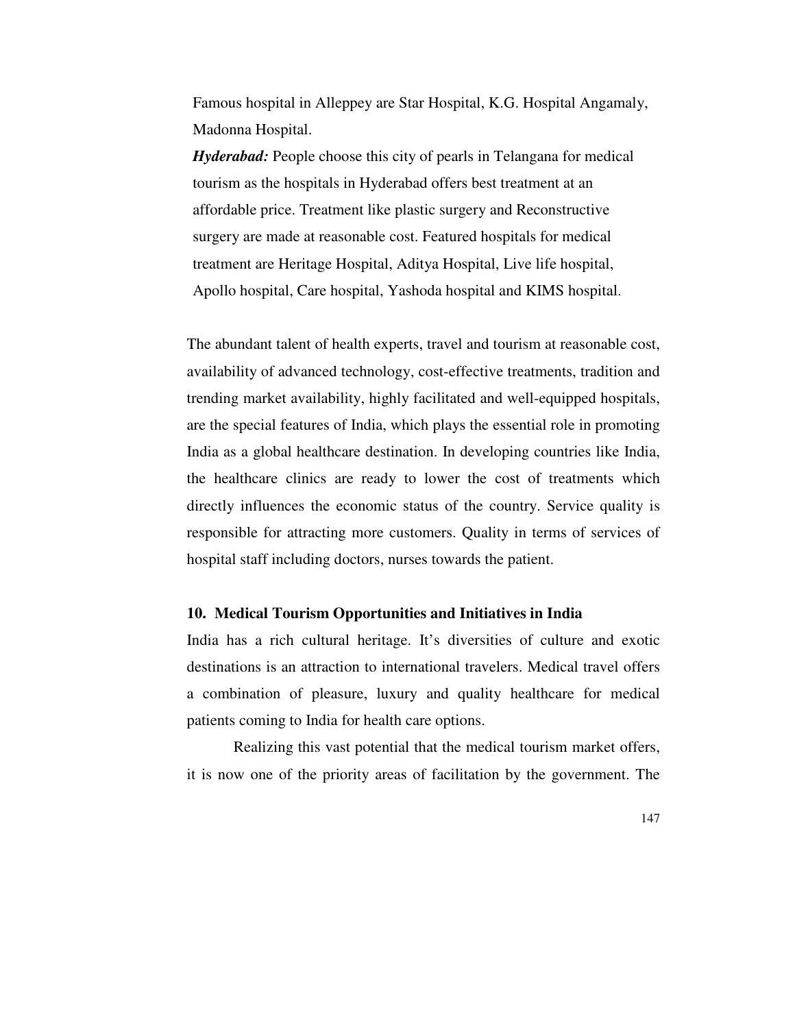Famous hospital in Alleppey are Star Hospital, K.G. Hospital Angamaly, Madonna Hospital.

***Hyderabad:*** People choose this city of pearls in Telangana for medical tourism as the hospitals in Hyderabad offers best treatment at an affordable price. Treatment like plastic surgery and Reconstructive surgery are made at reasonable cost. Featured hospitals for medical treatment are Heritage Hospital, Aditya Hospital, Live life hospital, Apollo hospital, Care hospital, Yashoda hospital and KIMS hospital.

The abundant talent of health experts, travel and tourism at reasonable cost, availability of advanced technology, cost-effective treatments, tradition and trending market availability, highly facilitated and well-equipped hospitals, are the special features of India, which plays the essential role in promoting India as a global healthcare destination. In developing countries like India, the healthcare clinics are ready to lower the cost of treatments which directly influences the economic status of the country. Service quality is responsible for attracting more customers. Quality in terms of services of hospital staff including doctors, nurses towards the patient.

### 10. Medical Tourism Opportunities and Initiatives in India

India has a rich cultural heritage. It's diversities of culture and exotic destinations is an attraction to international travelers. Medical travel offers a combination of pleasure, luxury and quality healthcare for medical patients coming to India for health care options.

Realizing this vast potential that the medical tourism market offers, it is now one of the priority areas of facilitation by the government. The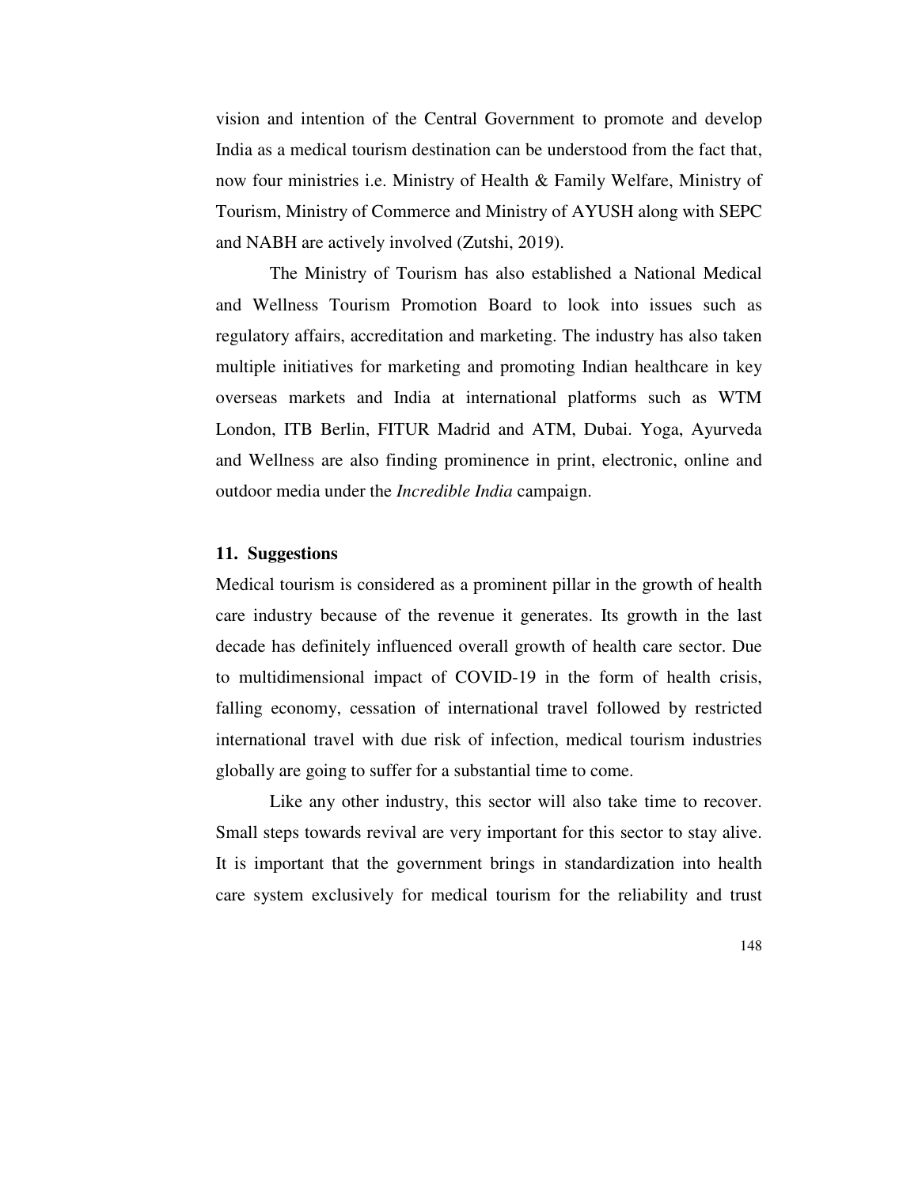vision and intention of the Central Government to promote and develop India as a medical tourism destination can be understood from the fact that, now four ministries i.e. Ministry of Health & Family Welfare, Ministry of Tourism, Ministry of Commerce and Ministry of AYUSH along with SEPC and NABH are actively involved (Zutshi, 2019).

The Ministry of Tourism has also established a National Medical and Wellness Tourism Promotion Board to look into issues such as regulatory affairs, accreditation and marketing. The industry has also taken multiple initiatives for marketing and promoting Indian healthcare in key overseas markets and India at international platforms such as WTM London, ITB Berlin, FITUR Madrid and ATM, Dubai. Yoga, Ayurveda and Wellness are also finding prominence in print, electronic, online and outdoor media under the *Incredible India* campaign.

## 11. Suggestions

Medical tourism is considered as a prominent pillar in the growth of health care industry because of the revenue it generates. Its growth in the last decade has definitely influenced overall growth of health care sector. Due to multidimensional impact of COVID-19 in the form of health crisis, falling economy, cessation of international travel followed by restricted international travel with due risk of infection, medical tourism industries globally are going to suffer for a substantial time to come.

Like any other industry, this sector will also take time to recover. Small steps towards revival are very important for this sector to stay alive. It is important that the government brings in standardization into health care system exclusively for medical tourism for the reliability and trust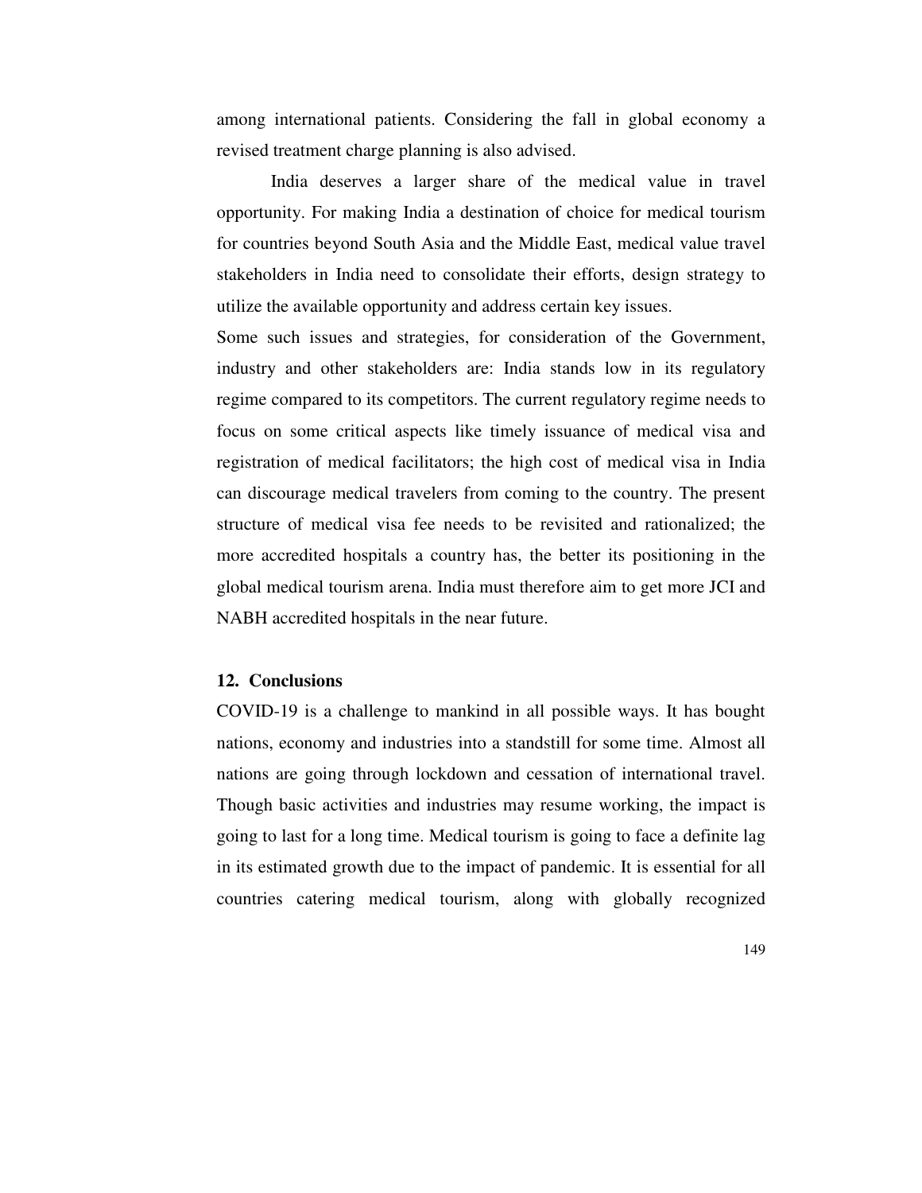among international patients. Considering the fall in global economy a revised treatment charge planning is also advised.

India deserves a larger share of the medical value in travel opportunity. For making India a destination of choice for medical tourism for countries beyond South Asia and the Middle East, medical value travel stakeholders in India need to consolidate their efforts, design strategy to utilize the available opportunity and address certain key issues.

Some such issues and strategies, for consideration of the Government, industry and other stakeholders are: India stands low in its regulatory regime compared to its competitors. The current regulatory regime needs to focus on some critical aspects like timely issuance of medical visa and registration of medical facilitators; the high cost of medical visa in India can discourage medical travelers from coming to the country. The present structure of medical visa fee needs to be revisited and rationalized; the more accredited hospitals a country has, the better its positioning in the global medical tourism arena. India must therefore aim to get more JCI and NABH accredited hospitals in the near future.

## 12. Conclusions

COVID-19 is a challenge to mankind in all possible ways. It has bought nations, economy and industries into a standstill for some time. Almost all nations are going through lockdown and cessation of international travel. Though basic activities and industries may resume working, the impact is going to last for a long time. Medical tourism is going to face a definite lag in its estimated growth due to the impact of pandemic. It is essential for all countries catering medical tourism, along with globally recognized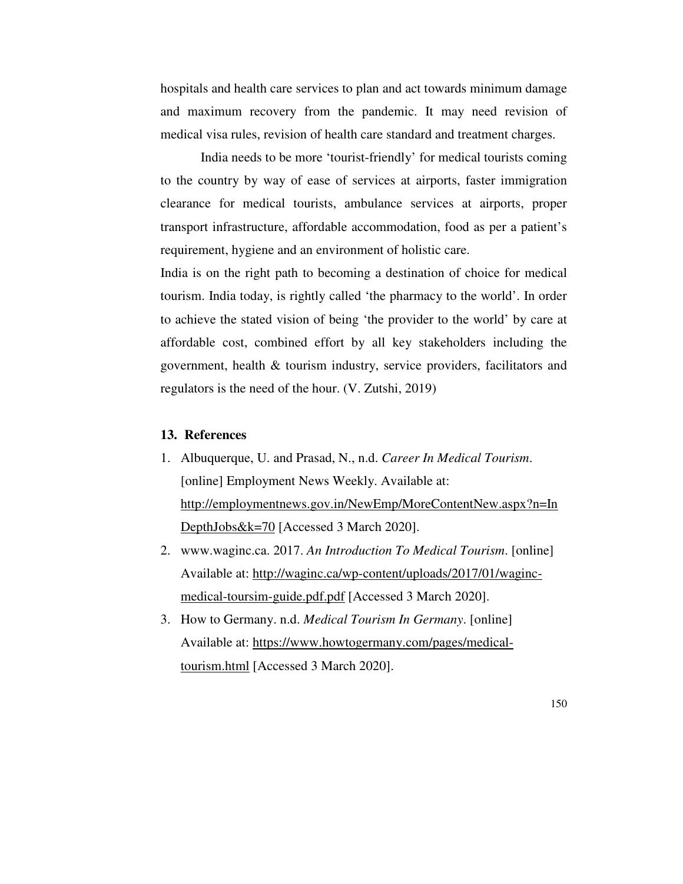hospitals and health care services to plan and act towards minimum damage and maximum recovery from the pandemic. It may need revision of medical visa rules, revision of health care standard and treatment charges.

India needs to be more 'tourist-friendly' for medical tourists coming to the country by way of ease of services at airports, faster immigration clearance for medical tourists, ambulance services at airports, proper transport infrastructure, affordable accommodation, food as per a patient's requirement, hygiene and an environment of holistic care.

India is on the right path to becoming a destination of choice for medical tourism. India today, is rightly called 'the pharmacy to the world'. In order to achieve the stated vision of being 'the provider to the world' by care at affordable cost, combined effort by all key stakeholders including the government, health & tourism industry, service providers, facilitators and regulators is the need of the hour. (V. Zutshi, 2019)

## 13. References

1. Albuquerque, U. and Prasad, N., n.d. *Career In Medical Tourism*. [online] Employment News Weekly. Available at: http://employmentnews.gov.in/NewEmp/MoreContentNew.aspx?n=InDepthJobs&k=70 [Accessed 3 March 2020].
2. www.waginc.ca. 2017. *An Introduction To Medical Tourism*. [online] Available at: http://waginc.ca/wp-content/uploads/2017/01/waginc-medical-toursim-guide.pdf.pdf [Accessed 3 March 2020].
3. How to Germany. n.d. *Medical Tourism In Germany*. [online] Available at: https://www.howtogermany.com/pages/medical-tourism.html [Accessed 3 March 2020].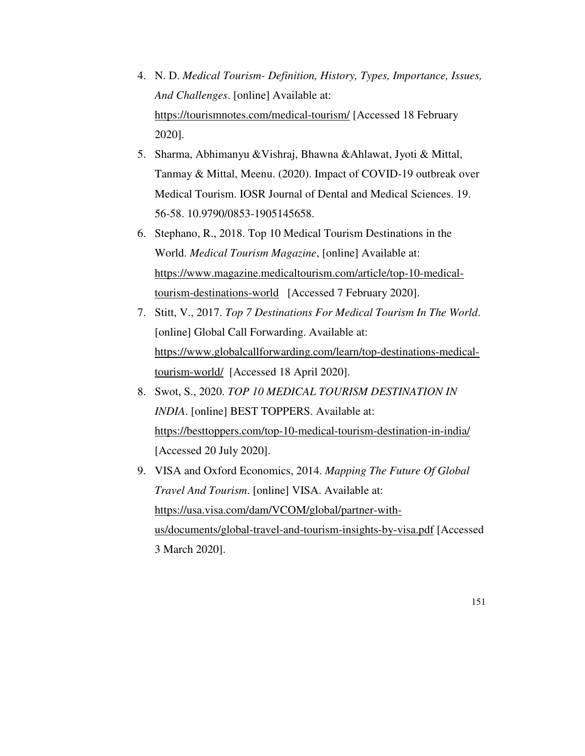4. N. D. *Medical Tourism- Definition, History, Types, Importance, Issues, And Challenges*. [online] Available at: https://tourismnotes.com/medical-tourism/ [Accessed 18 February 2020].
5. Sharma, Abhimanyu &Vishraj, Bhawna &Ahlawat, Jyoti & Mittal, Tanmay & Mittal, Meenu. (2020). Impact of COVID-19 outbreak over Medical Tourism. IOSR Journal of Dental and Medical Sciences. 19. 56-58. 10.9790/0853-1905145658.
6. Stephano, R., 2018. Top 10 Medical Tourism Destinations in the World. *Medical Tourism Magazine*, [online] Available at: https://www.magazine.medicaltourism.com/article/top-10-medical-tourism-destinations-world [Accessed 7 February 2020].
7. Stitt, V., 2017. *Top 7 Destinations For Medical Tourism In The World*. [online] Global Call Forwarding. Available at: https://www.globalcallforwarding.com/learn/top-destinations-medical-tourism-world/ [Accessed 18 April 2020].
8. Swot, S., 2020. *TOP 10 MEDICAL TOURISM DESTINATION IN INDIA*. [online] BEST TOPPERS. Available at: https://besttoppers.com/top-10-medical-tourism-destination-in-india/ [Accessed 20 July 2020].
9. VISA and Oxford Economics, 2014. *Mapping The Future Of Global Travel And Tourism*. [online] VISA. Available at: https://usa.visa.com/dam/VCOM/global/partner-with-us/documents/global-travel-and-tourism-insights-by-visa.pdf [Accessed 3 March 2020].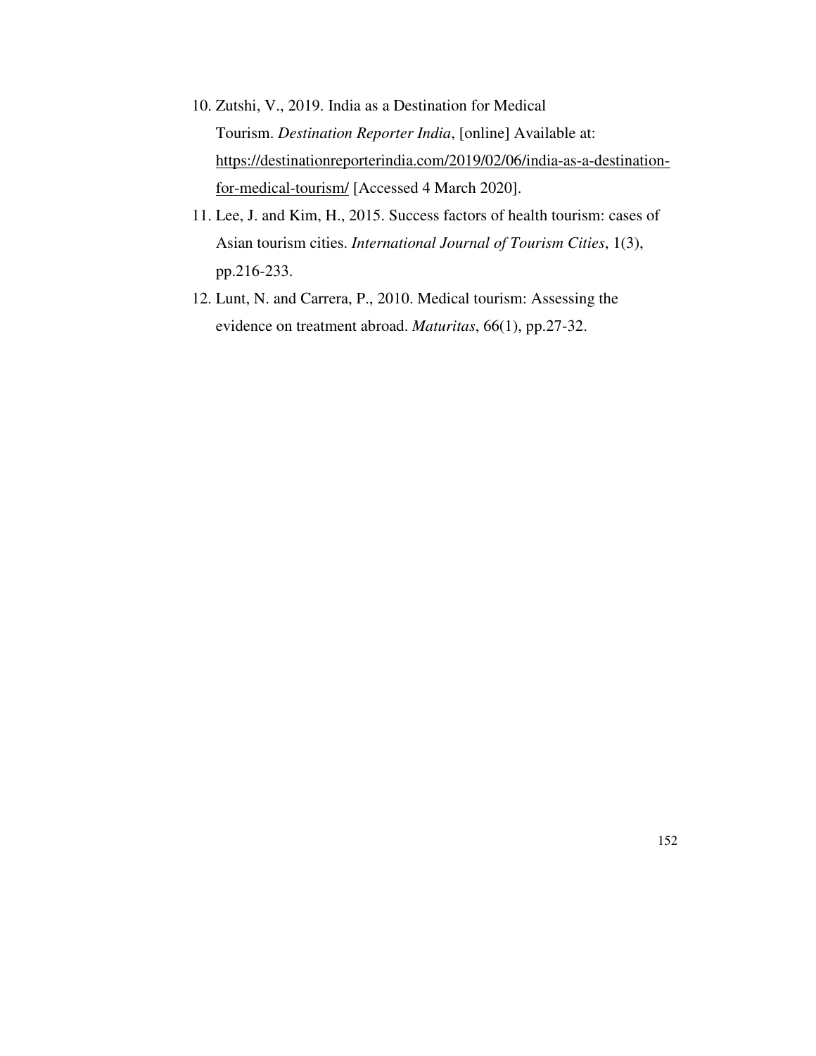10. Zutshi, V., 2019. India as a Destination for Medical Tourism. *Destination Reporter India*, [online] Available at: https://destinationreporterindia.com/2019/02/06/india-as-a-destination-for-medical-tourism/ [Accessed 4 March 2020].
11. Lee, J. and Kim, H., 2015. Success factors of health tourism: cases of Asian tourism cities. *International Journal of Tourism Cities*, 1(3), pp.216-233.
12. Lunt, N. and Carrera, P., 2010. Medical tourism: Assessing the evidence on treatment abroad. *Maturitas*, 66(1), pp.27-32.